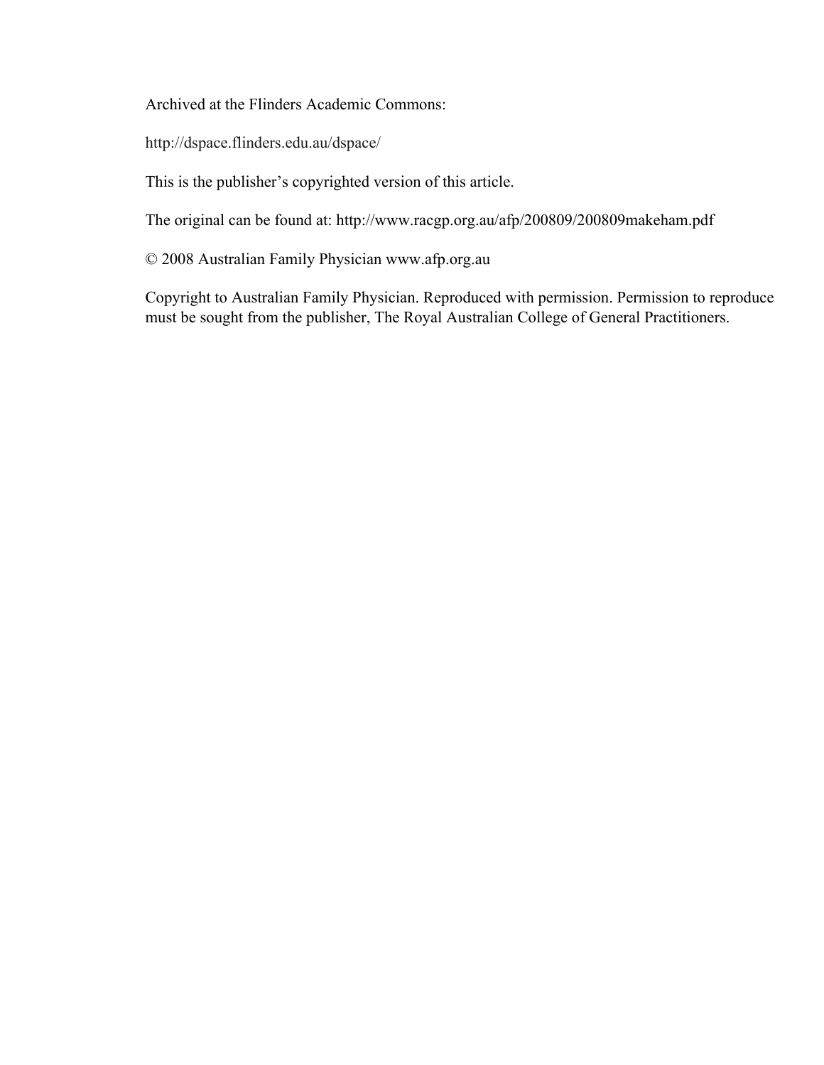Archived at the Flinders Academic Commons:

http://dspace.flinders.edu.au/dspace/

This is the publisher's copyrighted version of this article.

The original can be found at: http://www.racgp.org.au/afp/200809/200809makeham.pdf

© 2008 Australian Family Physician www.afp.org.au

Copyright to Australian Family Physician. Reproduced with permission. Permission to reproduce must be sought from the publisher, The Royal Australian College of General Practitioners.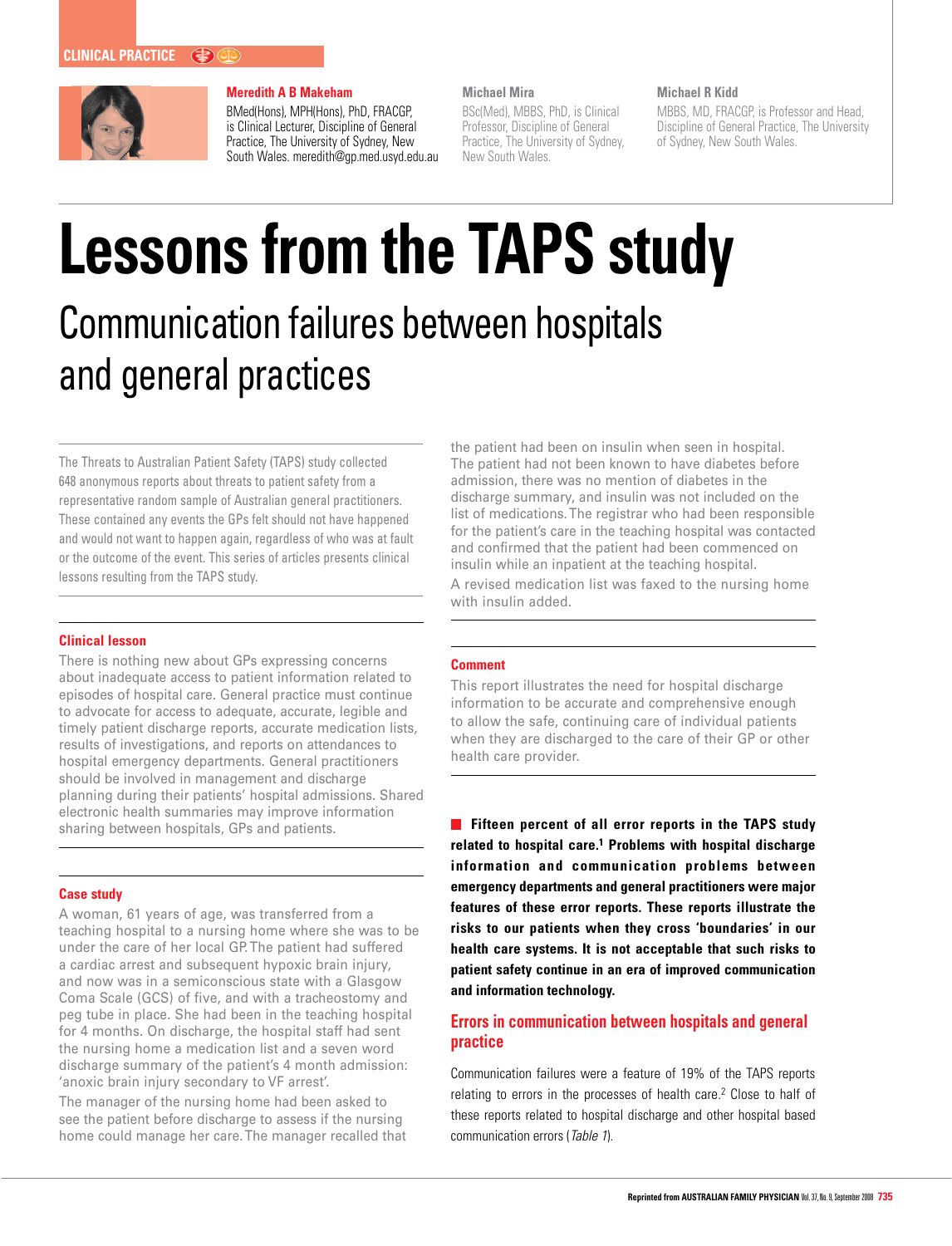CLINICAL PRACTICE

**Meredith A B Makeham**
BMed(Hons), MPH(Hons), PhD, FRACGP, is Clinical Lecturer, Discipline of General Practice, The University of Sydney, New South Wales. meredith@gp.med.usyd.edu.au

**Michael Mira**
BSc(Med), MBBS, PhD, is Clinical Professor, Discipline of General Practice, The University of Sydney, New South Wales.

**Michael R Kidd**
MBBS, MD, FRACGP, is Professor and Head, Discipline of General Practice, The University of Sydney, New South Wales.

# Lessons from the TAPS study

## Communication failures between hospitals and general practices

The Threats to Australian Patient Safety (TAPS) study collected 648 anonymous reports about threats to patient safety from a representative random sample of Australian general practitioners. These contained any events the GPs felt should not have happened and would not want to happen again, regardless of who was at fault or the outcome of the event. This series of articles presents clinical lessons resulting from the TAPS study.

### Clinical lesson

There is nothing new about GPs expressing concerns about inadequate access to patient information related to episodes of hospital care. General practice must continue to advocate for access to adequate, accurate, legible and timely patient discharge reports, accurate medication lists, results of investigations, and reports on attendances to hospital emergency departments. General practitioners should be involved in management and discharge planning during their patients' hospital admissions. Shared electronic health summaries may improve information sharing between hospitals, GPs and patients.

### Case study

A woman, 61 years of age, was transferred from a teaching hospital to a nursing home where she was to be under the care of her local GP. The patient had suffered a cardiac arrest and subsequent hypoxic brain injury, and now was in a semiconscious state with a Glasgow Coma Scale (GCS) of five, and with a tracheostomy and peg tube in place. She had been in the teaching hospital for 4 months. On discharge, the hospital staff had sent the nursing home a medication list and a seven word discharge summary of the patient's 4 month admission: 'anoxic brain injury secondary to VF arrest'.

The manager of the nursing home had been asked to see the patient before discharge to assess if the nursing home could manage her care. The manager recalled that the patient had been on insulin when seen in hospital. The patient had not been known to have diabetes before admission, there was no mention of diabetes in the discharge summary, and insulin was not included on the list of medications. The registrar who had been responsible for the patient's care in the teaching hospital was contacted and confirmed that the patient had been commenced on insulin while an inpatient at the teaching hospital.

A revised medication list was faxed to the nursing home with insulin added.

### Comment

This report illustrates the need for hospital discharge information to be accurate and comprehensive enough to allow the safe, continuing care of individual patients when they are discharged to the care of their GP or other health care provider.

**Fifteen percent of all error reports in the TAPS study related to hospital care.[1] Problems with hospital discharge information and communication problems between emergency departments and general practitioners were major features of these error reports. These reports illustrate the risks to our patients when they cross 'boundaries' in our health care systems. It is not acceptable that such risks to patient safety continue in an era of improved communication and information technology.**

## Errors in communication between hospitals and general practice

Communication failures were a feature of 19% of the TAPS reports relating to errors in the processes of health care.[2] Close to half of these reports related to hospital discharge and other hospital based communication errors (*Table 1*).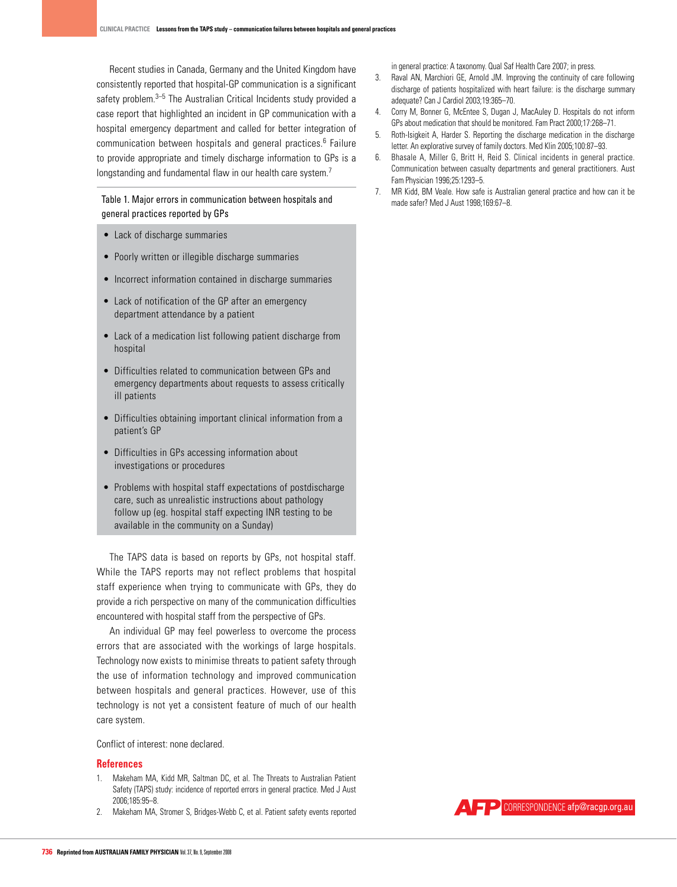Recent studies in Canada, Germany and the United Kingdom have consistently reported that hospital-GP communication is a significant safety problem.[3–5] The Australian Critical Incidents study provided a case report that highlighted an incident in GP communication with a hospital emergency department and called for better integration of communication between hospitals and general practices.[6] Failure to provide appropriate and timely discharge information to GPs is a longstanding and fundamental flaw in our health care system.[7]

Table 1. Major errors in communication between hospitals and general practices reported by GPs

- Lack of discharge summaries
- Poorly written or illegible discharge summaries
- Incorrect information contained in discharge summaries
- Lack of notification of the GP after an emergency department attendance by a patient
- Lack of a medication list following patient discharge from hospital
- Difficulties related to communication between GPs and emergency departments about requests to assess critically ill patients
- Difficulties obtaining important clinical information from a patient's GP
- Difficulties in GPs accessing information about investigations or procedures
- Problems with hospital staff expectations of postdischarge care, such as unrealistic instructions about pathology follow up (eg. hospital staff expecting INR testing to be available in the community on a Sunday)

The TAPS data is based on reports by GPs, not hospital staff. While the TAPS reports may not reflect problems that hospital staff experience when trying to communicate with GPs, they do provide a rich perspective on many of the communication difficulties encountered with hospital staff from the perspective of GPs.

An individual GP may feel powerless to overcome the process errors that are associated with the workings of large hospitals. Technology now exists to minimise threats to patient safety through the use of information technology and improved communication between hospitals and general practices. However, use of this technology is not yet a consistent feature of much of our health care system.

Conflict of interest: none declared.

## References

1. Makeham MA, Kidd MR, Saltman DC, et al. The Threats to Australian Patient Safety (TAPS) study: incidence of reported errors in general practice. Med J Aust 2006;185:95–8.
2. Makeham MA, Stromer S, Bridges-Webb C, et al. Patient safety events reported in general practice: A taxonomy. Qual Saf Health Care 2007; in press.
3. Raval AN, Marchiori GE, Arnold JM. Improving the continuity of care following discharge of patients hospitalized with heart failure: is the discharge summary adequate? Can J Cardiol 2003;19:365–70.
4. Corry M, Bonner G, McEntee S, Dugan J, MacAuley D. Hospitals do not inform GPs about medication that should be monitored. Fam Pract 2000;17:268–71.
5. Roth-Isigkeit A, Harder S. Reporting the discharge medication in the discharge letter. An explorative survey of family doctors. Med Klin 2005;100:87–93.
6. Bhasale A, Miller G, Britt H, Reid S. Clinical incidents in general practice. Communication between casualty departments and general practitioners. Aust Fam Physician 1996;25:1293–5.
7. MR Kidd, BM Veale. How safe is Australian general practice and how can it be made safer? Med J Aust 1998;169:67–8.

AFP CORRESPONDENCE afp@racgp.org.au